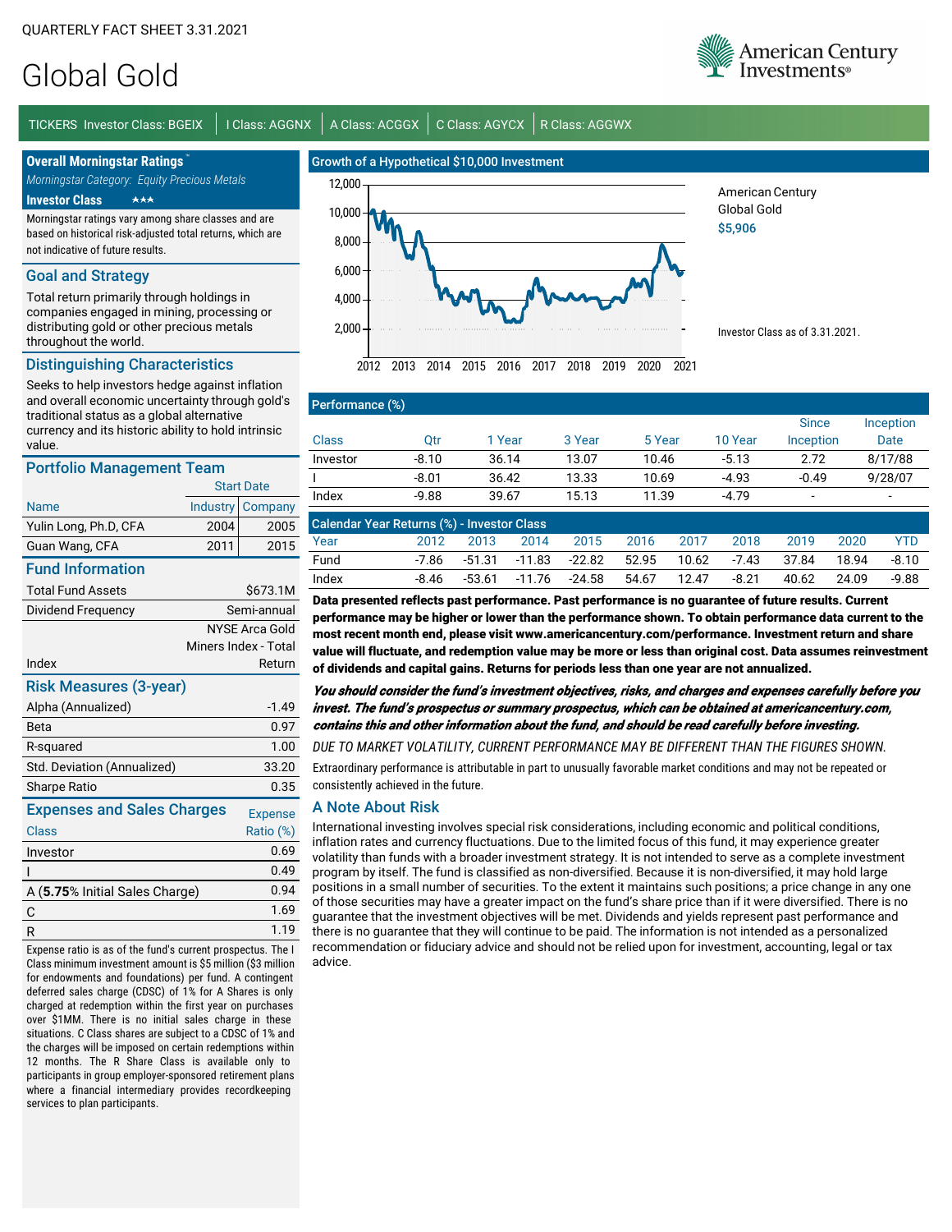QUARTERLY FACT SHEET 3.31.2021

# Global Gold

TICKERS Investor Class: BGEIX | I Class: AGGNX | A Class: ACGGX | C Class: AGYCX | R Class: AGGWX

## Overall Morningstar Ratings™

*Morningstar Category: Equity Precious Metals*

**Investor Class** ★★★

Morningstar ratings vary among share classes and are based on historical risk-adjusted total returns, which are not indicative of future results.

## Goal and Strategy

Total return primarily through holdings in companies engaged in mining, processing or distributing gold or other precious metals throughout the world.

## Distinguishing Characteristics

Seeks to help investors hedge against inflation and overall economic uncertainty through gold's traditional status as a global alternative currency and its historic ability to hold intrinsic value.

## Portfolio Management Team

| Name | Start Date Industry | Start Date Company |
|---|---|---|
| Yulin Long, Ph.D, CFA | 2004 | 2005 |
| Guan Wang, CFA | 2011 | 2015 |

## Fund Information

| | |
|---|---|
| Total Fund Assets | $673.1M |
| Dividend Frequency | Semi-annual |
| Index | NYSE Arca Gold Miners Index - Total Return |

## Risk Measures (3-year)

| | |
|---|---|
| Alpha (Annualized) | -1.49 |
| Beta | 0.97 |
| R-squared | 1.00 |
| Std. Deviation (Annualized) | 33.20 |
| Sharpe Ratio | 0.35 |

## Expenses and Sales Charges

| Class | Expense Ratio (%) |
|---|---|
| Investor | 0.69 |
| I | 0.49 |
| A (**5.75**% Initial Sales Charge) | 0.94 |
| C | 1.69 |
| R | 1.19 |

Expense ratio is as of the fund's current prospectus. The I Class minimum investment amount is $5 million ($3 million for endowments and foundations) per fund. A contingent deferred sales charge (CDSC) of 1% for A Shares is only charged at redemption within the first year on purchases over $1MM. There is no initial sales charge in these situations. C Class shares are subject to a CDSC of 1% and the charges will be imposed on certain redemptions within 12 months. The R Share Class is available only to participants in group employer-sponsored retirement plans where a financial intermediary provides recordkeeping services to plan participants.

## Growth of a Hypothetical $10,000 Investment

American Century Global Gold **$5,906**

Investor Class as of 3.31.2021.

## Performance (%)

| Class | Qtr | 1 Year | 3 Year | 5 Year | 10 Year | Since Inception | Inception Date |
|---|---|---|---|---|---|---|---|
| Investor | -8.10 | 36.14 | 13.07 | 10.46 | -5.13 | 2.72 | 8/17/88 |
| I | -8.01 | 36.42 | 13.33 | 10.69 | -4.93 | -0.49 | 9/28/07 |
| Index | -9.88 | 39.67 | 15.13 | 11.39 | -4.79 | - | - |

## Calendar Year Returns (%) - Investor Class

| Year | 2012 | 2013 | 2014 | 2015 | 2016 | 2017 | 2018 | 2019 | 2020 | YTD |
|---|---|---|---|---|---|---|---|---|---|---|
| Fund | -7.86 | -51.31 | -11.83 | -22.82 | 52.95 | 10.62 | -7.43 | 37.84 | 18.94 | -8.10 |
| Index | -8.46 | -53.61 | -11.76 | -24.58 | 54.67 | 12.47 | -8.21 | 40.62 | 24.09 | -9.88 |

**Data presented reflects past performance. Past performance is no guarantee of future results. Current performance may be higher or lower than the performance shown. To obtain performance data current to the most recent month end, please visit www.americancentury.com/performance. Investment return and share value will fluctuate, and redemption value may be more or less than original cost. Data assumes reinvestment of dividends and capital gains. Returns for periods less than one year are not annualized.**

***You should consider the fund's investment objectives, risks, and charges and expenses carefully before you invest. The fund's prospectus or summary prospectus, which can be obtained at americancentury.com, contains this and other information about the fund, and should be read carefully before investing.***

*DUE TO MARKET VOLATILITY, CURRENT PERFORMANCE MAY BE DIFFERENT THAN THE FIGURES SHOWN.*

Extraordinary performance is attributable in part to unusually favorable market conditions and may not be repeated or consistently achieved in the future.

## A Note About Risk

International investing involves special risk considerations, including economic and political conditions, inflation rates and currency fluctuations. Due to the limited focus of this fund, it may experience greater volatility than funds with a broader investment strategy. It is not intended to serve as a complete investment program by itself. The fund is classified as non-diversified. Because it is non-diversified, it may hold large positions in a small number of securities. To the extent it maintains such positions; a price change in any one of those securities may have a greater impact on the fund's share price than if it were diversified. There is no guarantee that the investment objectives will be met. Dividends and yields represent past performance and there is no guarantee that they will continue to be paid. The information is not intended as a personalized recommendation or fiduciary advice and should not be relied upon for investment, accounting, legal or tax advice.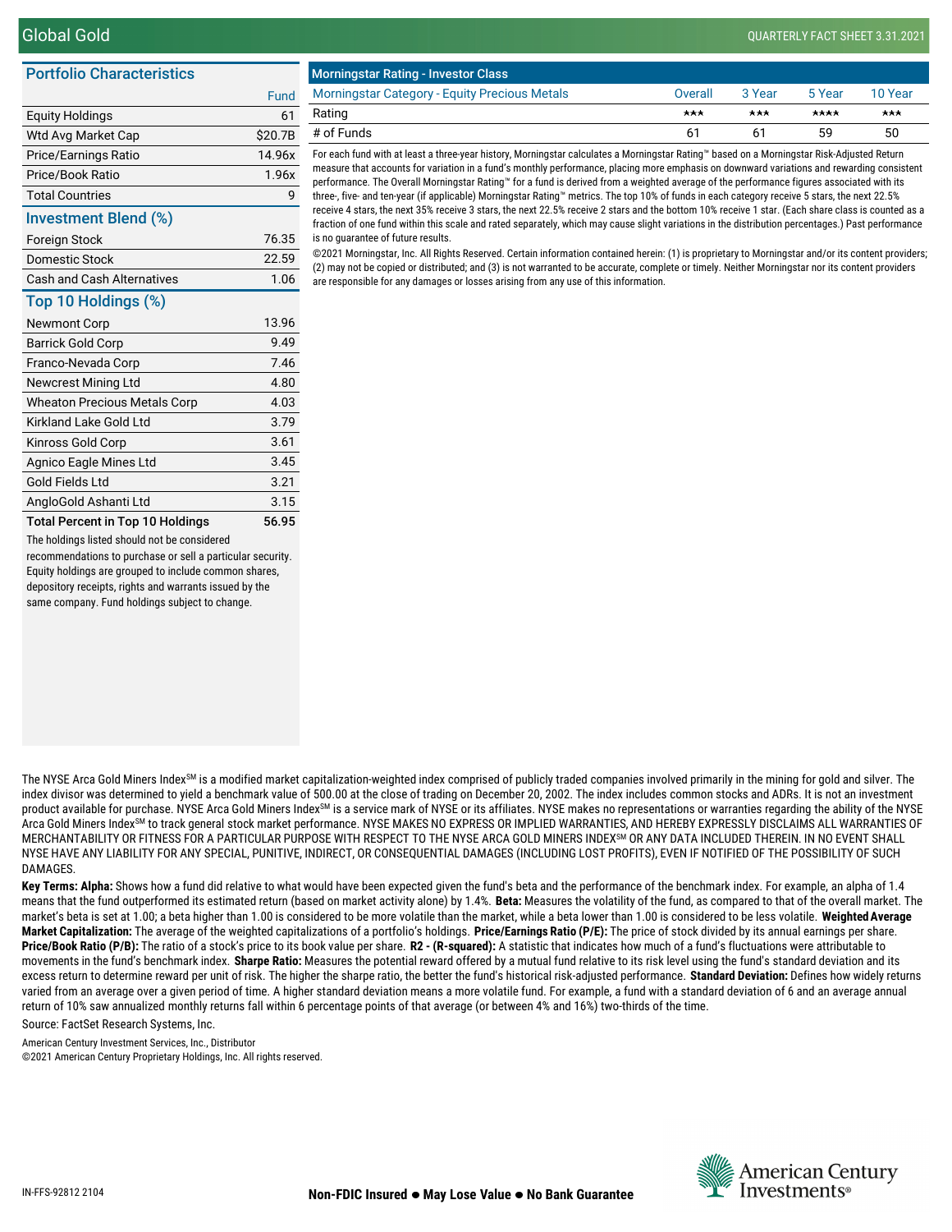## Portfolio Characteristics

| | Fund |
|---|---|
| Equity Holdings | 61 |
| Wtd Avg Market Cap | $20.7B |
| Price/Earnings Ratio | 14.96x |
| Price/Book Ratio | 1.96x |
| Total Countries | 9 |

## Investment Blend (%)

| | |
|---|---|
| Foreign Stock | 76.35 |
| Domestic Stock | 22.59 |
| Cash and Cash Alternatives | 1.06 |

## Top 10 Holdings (%)

| | |
|---|---|
| Newmont Corp | 13.96 |
| Barrick Gold Corp | 9.49 |
| Franco-Nevada Corp | 7.46 |
| Newcrest Mining Ltd | 4.80 |
| Wheaton Precious Metals Corp | 4.03 |
| Kirkland Lake Gold Ltd | 3.79 |
| Kinross Gold Corp | 3.61 |
| Agnico Eagle Mines Ltd | 3.45 |
| Gold Fields Ltd | 3.21 |
| AngloGold Ashanti Ltd | 3.15 |
| **Total Percent in Top 10 Holdings** | **56.95** |

The holdings listed should not be considered recommendations to purchase or sell a particular security. Equity holdings are grouped to include common shares, depository receipts, rights and warrants issued by the same company. Fund holdings subject to change.

## Morningstar Rating - Investor Class

| Morningstar Category - Equity Precious Metals | Overall | 3 Year | 5 Year | 10 Year |
|---|---|---|---|---|
| Rating | ★★★ | ★★★ | ★★★★ | ★★★ |
| # of Funds | 61 | 61 | 59 | 50 |

For each fund with at least a three-year history, Morningstar calculates a Morningstar Rating™ based on a Morningstar Risk-Adjusted Return measure that accounts for variation in a fund's monthly performance, placing more emphasis on downward variations and rewarding consistent performance. The Overall Morningstar Rating™ for a fund is derived from a weighted average of the performance figures associated with its three-, five- and ten-year (if applicable) Morningstar Rating™ metrics. The top 10% of funds in each category receive 5 stars, the next 22.5% receive 4 stars, the next 35% receive 3 stars, the next 22.5% receive 2 stars and the bottom 10% receive 1 star. (Each share class is counted as a fraction of one fund within this scale and rated separately, which may cause slight variations in the distribution percentages.) Past performance is no guarantee of future results.

©2021 Morningstar, Inc. All Rights Reserved. Certain information contained herein: (1) is proprietary to Morningstar and/or its content providers; (2) may not be copied or distributed; and (3) is not warranted to be accurate, complete or timely. Neither Morningstar nor its content providers are responsible for any damages or losses arising from any use of this information.

The NYSE Arca Gold Miners Index℠ is a modified market capitalization-weighted index comprised of publicly traded companies involved primarily in the mining for gold and silver. The index divisor was determined to yield a benchmark value of 500.00 at the close of trading on December 20, 2002. The index includes common stocks and ADRs. It is not an investment product available for purchase. NYSE Arca Gold Miners Index℠ is a service mark of NYSE or its affiliates. NYSE makes no representations or warranties regarding the ability of the NYSE Arca Gold Miners Index℠ to track general stock market performance. NYSE MAKES NO EXPRESS OR IMPLIED WARRANTIES, AND HEREBY EXPRESSLY DISCLAIMS ALL WARRANTIES OF MERCHANTABILITY OR FITNESS FOR A PARTICULAR PURPOSE WITH RESPECT TO THE NYSE ARCA GOLD MINERS INDEX℠ OR ANY DATA INCLUDED THEREIN. IN NO EVENT SHALL NYSE HAVE ANY LIABILITY FOR ANY SPECIAL, PUNITIVE, INDIRECT, OR CONSEQUENTIAL DAMAGES (INCLUDING LOST PROFITS), EVEN IF NOTIFIED OF THE POSSIBILITY OF SUCH DAMAGES.

**Key Terms: Alpha:** Shows how a fund did relative to what would have been expected given the fund's beta and the performance of the benchmark index. For example, an alpha of 1.4 means that the fund outperformed its estimated return (based on market activity alone) by 1.4%. **Beta:** Measures the volatility of the fund, as compared to that of the overall market. The market's beta is set at 1.00; a beta higher than 1.00 is considered to be more volatile than the market, while a beta lower than 1.00 is considered to be less volatile. **Weighted Average Market Capitalization:** The average of the weighted capitalizations of a portfolio's holdings. **Price/Earnings Ratio (P/E):** The price of stock divided by its annual earnings per share. **Price/Book Ratio (P/B):** The ratio of a stock's price to its book value per share. **R2 - (R-squared):** A statistic that indicates how much of a fund's fluctuations were attributable to movements in the fund's benchmark index. **Sharpe Ratio:** Measures the potential reward offered by a mutual fund relative to its risk level using the fund's standard deviation and its excess return to determine reward per unit of risk. The higher the sharpe ratio, the better the fund's historical risk-adjusted performance. **Standard Deviation:** Defines how widely returns varied from an average over a given period of time. A higher standard deviation means a more volatile fund. For example, a fund with a standard deviation of 6 and an average annual return of 10% saw annualized monthly returns fall within 6 percentage points of that average (or between 4% and 16%) two-thirds of the time.

Source: FactSet Research Systems, Inc.

American Century Investment Services, Inc., Distributor
©2021 American Century Proprietary Holdings, Inc. All rights reserved.

IN-FFS-92812 2104

**Non-FDIC Insured ● May Lose Value ● No Bank Guarantee**